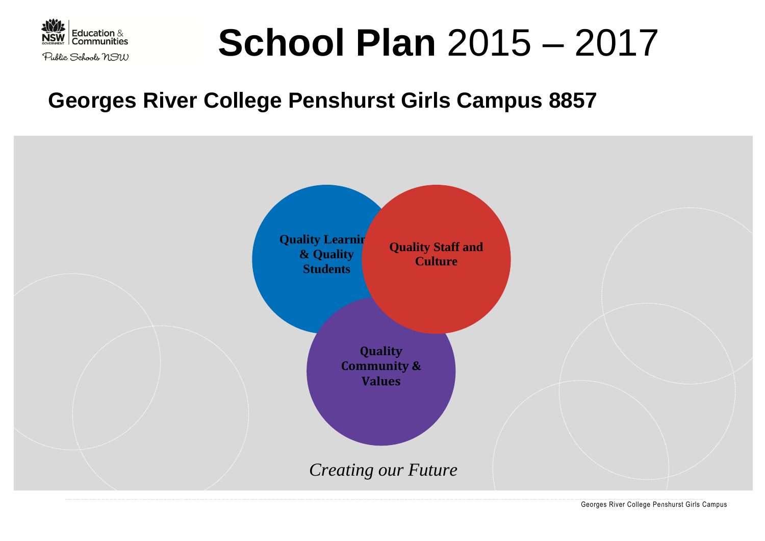Education & Communities

Public Schools NSW

# **School Plan** 2015 – 2017

## Georges River College Penshurst Girls Campus 8857

**Quality Learning & Quality Students**

**Quality Staff and Culture**

**Quality Community & Values**

*Creating our Future*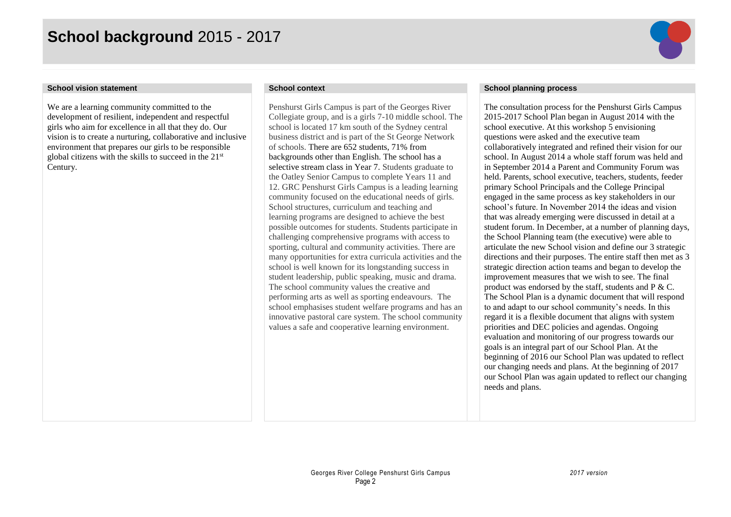# **School background** 2015 - 2017

## School vision statement

We are a learning community committed to the development of resilient, independent and respectful girls who aim for excellence in all that they do. Our vision is to create a nurturing, collaborative and inclusive environment that prepares our girls to be responsible global citizens with the skills to succeed in the 21st Century.

## School context

Penshurst Girls Campus is part of the Georges River Collegiate group, and is a girls 7-10 middle school. The school is located 17 km south of the Sydney central business district and is part of the St George Network of schools. There are 652 students, 71% from backgrounds other than English. The school has a selective stream class in Year 7. Students graduate to the Oatley Senior Campus to complete Years 11 and 12. GRC Penshurst Girls Campus is a leading learning community focused on the educational needs of girls. School structures, curriculum and teaching and learning programs are designed to achieve the best possible outcomes for students. Students participate in challenging comprehensive programs with access to sporting, cultural and community activities. There are many opportunities for extra curricula activities and the school is well known for its longstanding success in student leadership, public speaking, music and drama. The school community values the creative and performing arts as well as sporting endeavours. The school emphasises student welfare programs and has an innovative pastoral care system. The school community values a safe and cooperative learning environment.

## School planning process

The consultation process for the Penshurst Girls Campus 2015-2017 School Plan began in August 2014 with the school executive. At this workshop 5 envisioning questions were asked and the executive team collaboratively integrated and refined their vision for our school. In August 2014 a whole staff forum was held and in September 2014 a Parent and Community Forum was held. Parents, school executive, teachers, students, feeder primary School Principals and the College Principal engaged in the same process as key stakeholders in our school's future. In November 2014 the ideas and vision that was already emerging were discussed in detail at a student forum. In December, at a number of planning days, the School Planning team (the executive) were able to articulate the new School vision and define our 3 strategic directions and their purposes. The entire staff then met as 3 strategic direction action teams and began to develop the improvement measures that we wish to see. The final product was endorsed by the staff, students and P & C. The School Plan is a dynamic document that will respond to and adapt to our school community's needs. In this regard it is a flexible document that aligns with system priorities and DEC policies and agendas. Ongoing evaluation and monitoring of our progress towards our goals is an integral part of our School Plan. At the beginning of 2016 our School Plan was updated to reflect our changing needs and plans. At the beginning of 2017 our School Plan was again updated to reflect our changing needs and plans.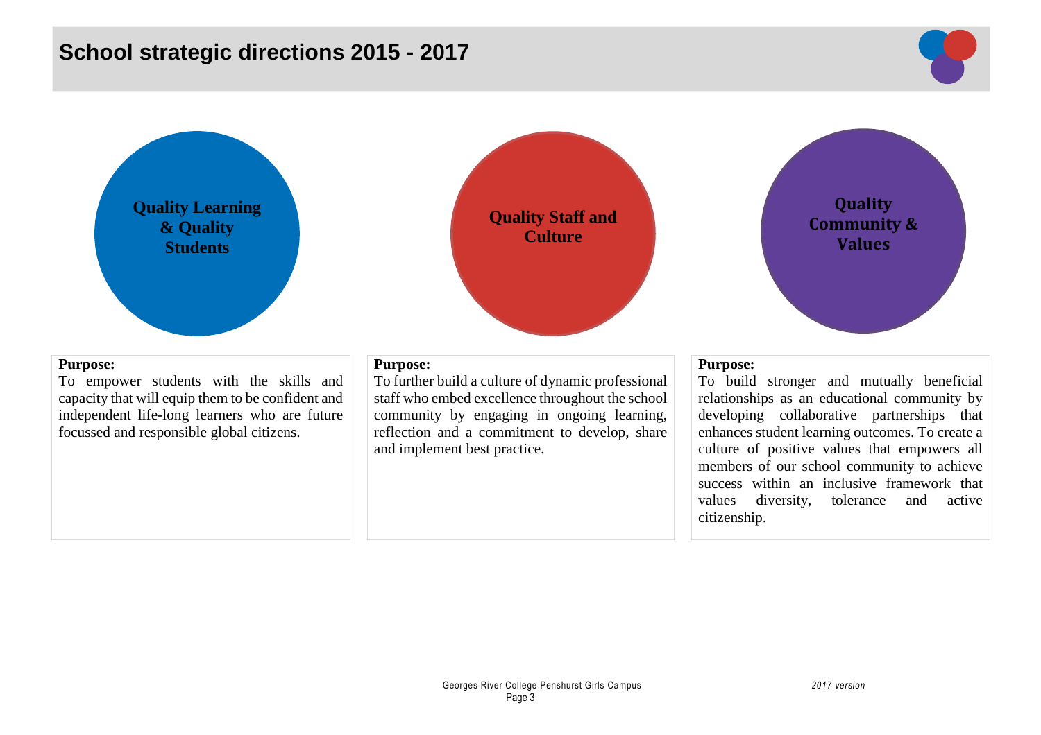# School strategic directions 2015 - 2017

## Quality Learning & Quality Students

**Purpose:**

To empower students with the skills and capacity that will equip them to be confident and independent life-long learners who are future focussed and responsible global citizens.

## Quality Staff and Culture

**Purpose:**

To further build a culture of dynamic professional staff who embed excellence throughout the school community by engaging in ongoing learning, reflection and a commitment to develop, share and implement best practice.

## Quality Community & Values

**Purpose:**

To build stronger and mutually beneficial relationships as an educational community by developing collaborative partnerships that enhances student learning outcomes. To create a culture of positive values that empowers all members of our school community to achieve success within an inclusive framework that values diversity, tolerance and active citizenship.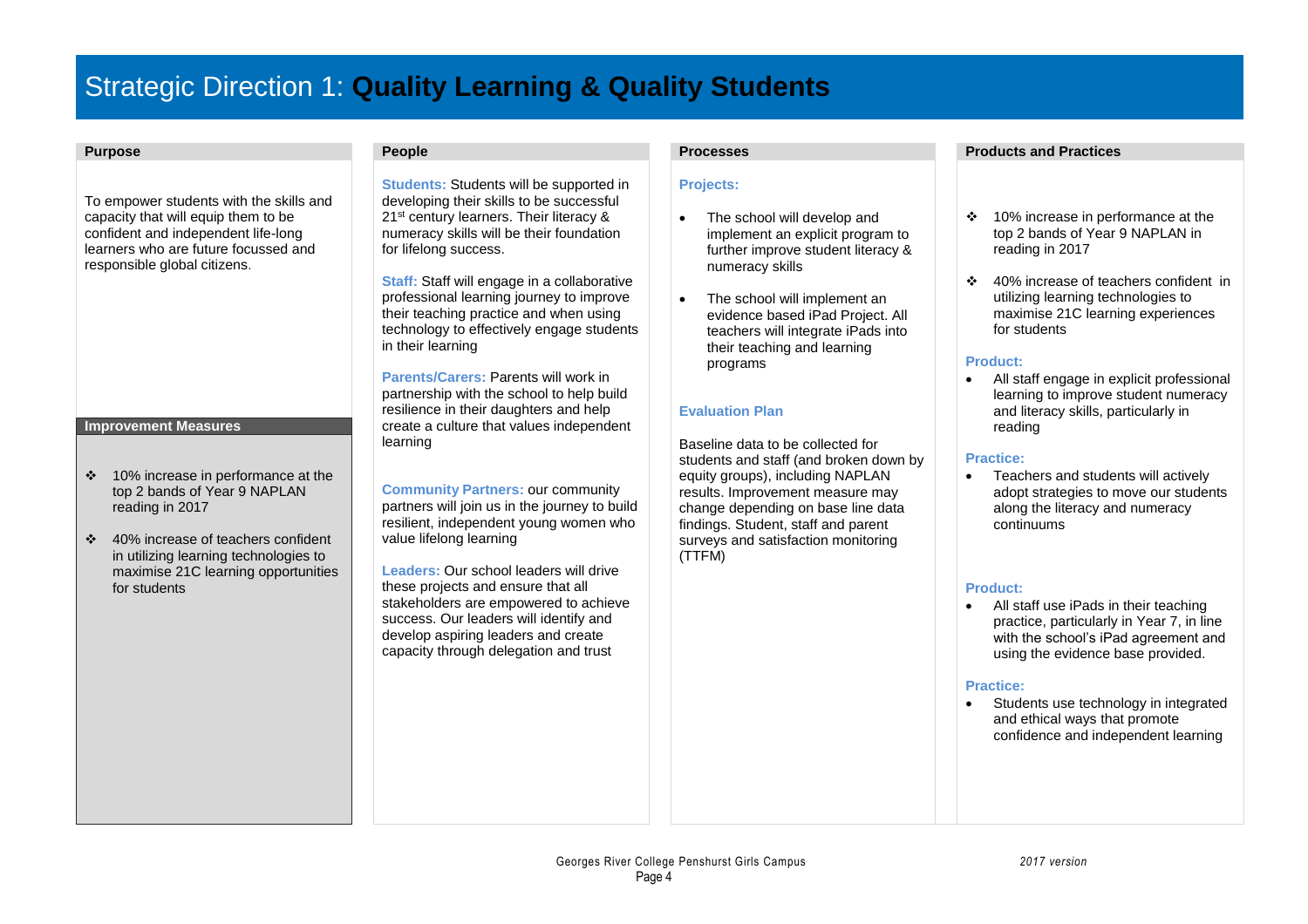# Strategic Direction 1: **Quality Learning & Quality Students**

## Purpose

To empower students with the skills and capacity that will equip them to be confident and independent life-long learners who are future focussed and responsible global citizens.

## Improvement Measures

- 10% increase in performance at the top 2 bands of Year 9 NAPLAN reading in 2017
- 40% increase of teachers confident in utilizing learning technologies to maximise 21C learning opportunities for students

## People

**Students:** Students will be supported in developing their skills to be successful 21st century learners. Their literacy & numeracy skills will be their foundation for lifelong success.

**Staff:** Staff will engage in a collaborative professional learning journey to improve their teaching practice and when using technology to effectively engage students in their learning

**Parents/Carers:** Parents will work in partnership with the school to help build resilience in their daughters and help create a culture that values independent learning

**Community Partners:** our community partners will join us in the journey to build resilient, independent young women who value lifelong learning

**Leaders:** Our school leaders will drive these projects and ensure that all stakeholders are empowered to achieve success. Our leaders will identify and develop aspiring leaders and create capacity through delegation and trust

## Processes

**Projects:**

- The school will develop and implement an explicit program to further improve student literacy & numeracy skills
- The school will implement an evidence based iPad Project. All teachers will integrate iPads into their teaching and learning programs

**Evaluation Plan**

Baseline data to be collected for students and staff (and broken down by equity groups), including NAPLAN results. Improvement measure may change depending on base line data findings. Student, staff and parent surveys and satisfaction monitoring (TTFM)

## Products and Practices

- 10% increase in performance at the top 2 bands of Year 9 NAPLAN in reading in 2017
- 40% increase of teachers confident in utilizing learning technologies to maximise 21C learning experiences for students

**Product:**

- All staff engage in explicit professional learning to improve student numeracy and literacy skills, particularly in reading

**Practice:**

- Teachers and students will actively adopt strategies to move our students along the literacy and numeracy continuums

**Product:**

- All staff use iPads in their teaching practice, particularly in Year 7, in line with the school's iPad agreement and using the evidence base provided.

**Practice:**

- Students use technology in integrated and ethical ways that promote confidence and independent learning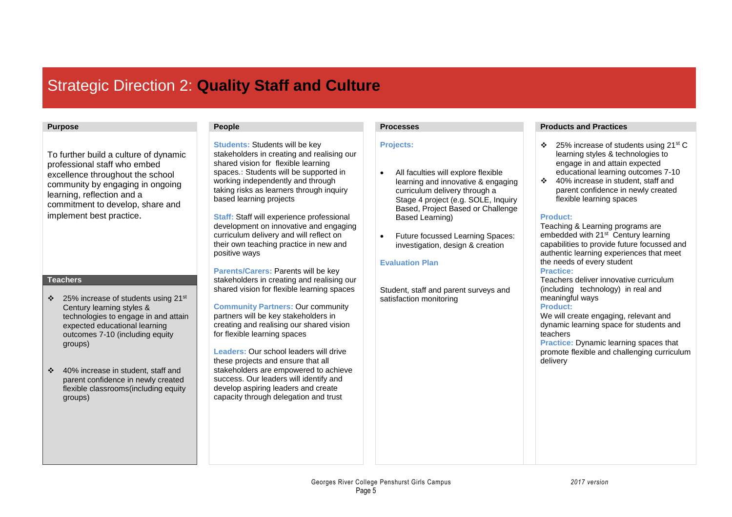# Strategic Direction 2: **Quality Staff and Culture**

### Purpose

To further build a culture of dynamic professional staff who embed excellence throughout the school community by engaging in ongoing learning, reflection and a commitment to develop, share and implement best practice.

### Teachers

- 25% increase of students using 21st Century learning styles & technologies to engage in and attain expected educational learning outcomes 7-10 (including equity groups)
- 40% increase in student, staff and parent confidence in newly created flexible classrooms(including equity groups)

### People

**Students:** Students will be key stakeholders in creating and realising our shared vision for flexible learning spaces.: Students will be supported in working independently and through taking risks as learners through inquiry based learning projects

**Staff:** Staff will experience professional development on innovative and engaging curriculum delivery and will reflect on their own teaching practice in new and positive ways

**Parents/Carers:** Parents will be key stakeholders in creating and realising our shared vision for flexible learning spaces

**Community Partners:** Our community partners will be key stakeholders in creating and realising our shared vision for flexible learning spaces

**Leaders:** Our school leaders will drive these projects and ensure that all stakeholders are empowered to achieve success. Our leaders will identify and develop aspiring leaders and create capacity through delegation and trust

### Processes

**Projects:**

- All faculties will explore flexible learning and innovative & engaging curriculum delivery through a Stage 4 project (e.g. SOLE, Inquiry Based, Project Based or Challenge Based Learning)
- Future focussed Learning Spaces: investigation, design & creation

**Evaluation Plan**

Student, staff and parent surveys and satisfaction monitoring

### Products and Practices

- 25% increase of students using 21st C learning styles & technologies to engage in and attain expected educational learning outcomes 7-10
- 40% increase in student, staff and parent confidence in newly created flexible learning spaces

**Product:**
Teaching & Learning programs are embedded with 21st Century learning capabilities to provide future focussed and authentic learning experiences that meet the needs of every student

**Practice:**
Teachers deliver innovative curriculum (including technology) in real and meaningful ways

**Product:**
We will create engaging, relevant and dynamic learning space for students and teachers

**Practice:** Dynamic learning spaces that promote flexible and challenging curriculum delivery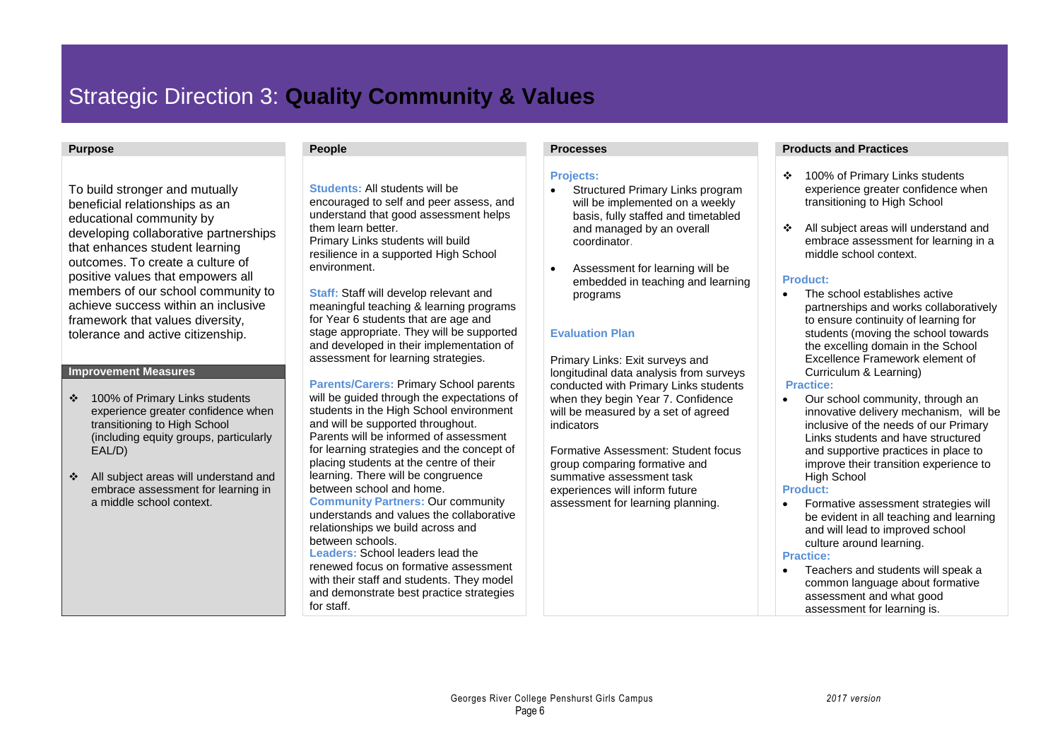# Strategic Direction 3: **Quality Community & Values**

## Purpose

To build stronger and mutually beneficial relationships as an educational community by developing collaborative partnerships that enhances student learning outcomes. To create a culture of positive values that empowers all members of our school community to achieve success within an inclusive framework that values diversity, tolerance and active citizenship.

## Improvement Measures

- 100% of Primary Links students experience greater confidence when transitioning to High School (including equity groups, particularly EAL/D)
- All subject areas will understand and embrace assessment for learning in a middle school context.

## People

**Students:** All students will be encouraged to self and peer assess, and understand that good assessment helps them learn better.
Primary Links students will build resilience in a supported High School environment.

**Staff:** Staff will develop relevant and meaningful teaching & learning programs for Year 6 students that are age and stage appropriate. They will be supported and developed in their implementation of assessment for learning strategies.

**Parents/Carers:** Primary School parents will be guided through the expectations of students in the High School environment and will be supported throughout. Parents will be informed of assessment for learning strategies and the concept of placing students at the centre of their learning. There will be congruence between school and home.

**Community Partners:** Our community understands and values the collaborative relationships we build across and between schools.

**Leaders:** School leaders lead the renewed focus on formative assessment with their staff and students. They model and demonstrate best practice strategies for staff.

## Processes

**Projects:**

- Structured Primary Links program will be implemented on a weekly basis, fully staffed and timetabled and managed by an overall coordinator.
- Assessment for learning will be embedded in teaching and learning programs

**Evaluation Plan**

Primary Links: Exit surveys and longitudinal data analysis from surveys conducted with Primary Links students when they begin Year 7. Confidence will be measured by a set of agreed indicators

Formative Assessment: Student focus group comparing formative and summative assessment task experiences will inform future assessment for learning planning.

## Products and Practices

- 100% of Primary Links students experience greater confidence when transitioning to High School
- All subject areas will understand and embrace assessment for learning in a middle school context.

**Product:**

- The school establishes active partnerships and works collaboratively to ensure continuity of learning for students (moving the school towards the excelling domain in the School Excellence Framework element of Curriculum & Learning)

**Practice:**

- Our school community, through an innovative delivery mechanism, will be inclusive of the needs of our Primary Links students and have structured and supportive practices in place to improve their transition experience to High School

**Product:**

- Formative assessment strategies will be evident in all teaching and learning and will lead to improved school culture around learning.

**Practice:**

- Teachers and students will speak a common language about formative assessment and what good assessment for learning is.